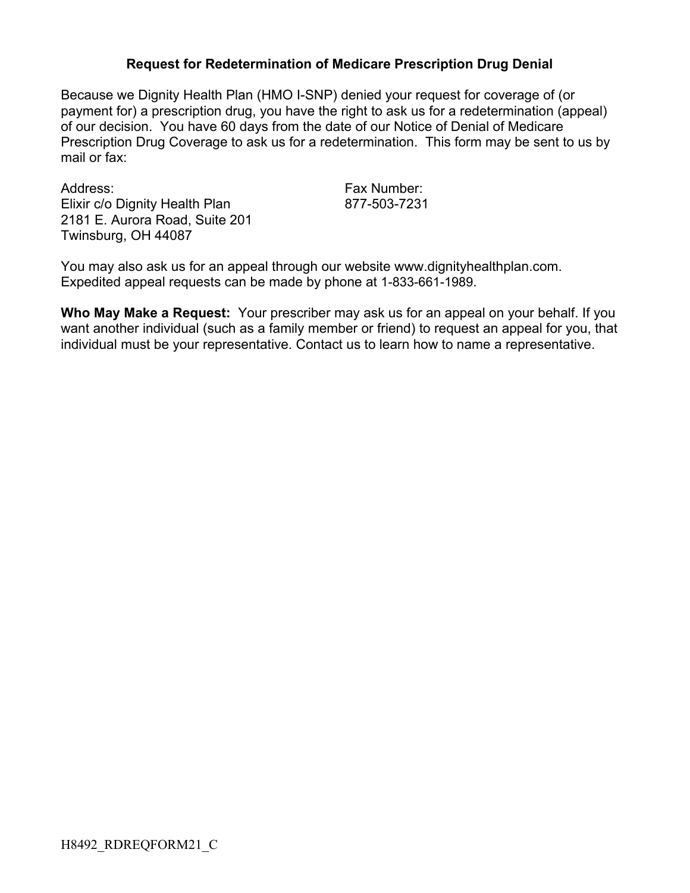# Request for Redetermination of Medicare Prescription Drug Denial

Because we Dignity Health Plan (HMO I-SNP) denied your request for coverage of (or payment for) a prescription drug, you have the right to ask us for a redetermination (appeal) of our decision. You have 60 days from the date of our Notice of Denial of Medicare Prescription Drug Coverage to ask us for a redetermination. This form may be sent to us by mail or fax:

Address:
Elixir c/o Dignity Health Plan
2181 E. Aurora Road, Suite 201
Twinsburg, OH 44087

Fax Number:
877-503-7231

You may also ask us for an appeal through our website www.dignityhealthplan.com. Expedited appeal requests can be made by phone at 1-833-661-1989.

**Who May Make a Request:** Your prescriber may ask us for an appeal on your behalf. If you want another individual (such as a family member or friend) to request an appeal for you, that individual must be your representative. Contact us to learn how to name a representative.

H8492_RDREQFORM21_C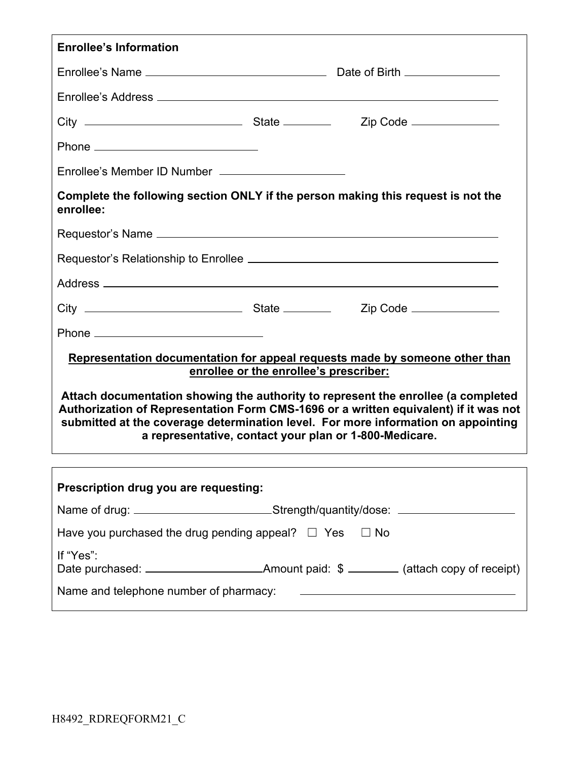**Enrollee's Information**

Enrollee's Name \_\_\_\_\_\_\_\_\_\_\_\_\_\_\_\_\_\_\_\_\_\_\_\_\_\_\_\_\_\_ Date of Birth \_\_\_\_\_\_\_\_\_\_\_\_\_\_\_\_

Enrollee's Address \_\_\_\_\_\_\_\_\_\_\_\_\_\_\_\_\_\_\_\_\_\_\_\_\_\_\_\_\_\_\_\_\_\_\_\_\_\_\_\_\_\_\_\_\_\_\_\_\_\_\_\_\_\_

City \_\_\_\_\_\_\_\_\_\_\_\_\_\_\_\_\_\_\_\_\_\_\_\_\_\_ State \_\_\_\_\_\_\_\_ Zip Code \_\_\_\_\_\_\_\_\_\_\_\_\_\_

Phone \_\_\_\_\_\_\_\_\_\_\_\_\_\_\_\_\_\_\_\_\_\_\_\_\_\_\_\_

Enrollee's Member ID Number \_\_\_\_\_\_\_\_\_\_\_\_\_\_\_\_\_\_\_\_\_\_

**Complete the following section ONLY if the person making this request is not the enrollee:**

Requestor's Name \_\_\_\_\_\_\_\_\_\_\_\_\_\_\_\_\_\_\_\_\_\_\_\_\_\_\_\_\_\_\_\_\_\_\_\_\_\_\_\_\_\_\_\_\_\_\_\_\_\_\_\_\_\_\_\_

Requestor's Relationship to Enrollee \_\_\_\_\_\_\_\_\_\_\_\_\_\_\_\_\_\_\_\_\_\_\_\_\_\_\_\_\_\_\_\_\_\_\_\_\_\_

Address \_\_\_\_\_\_\_\_\_\_\_\_\_\_\_\_\_\_\_\_\_\_\_\_\_\_\_\_\_\_\_\_\_\_\_\_\_\_\_\_\_\_\_\_\_\_\_\_\_\_\_\_\_\_\_\_\_\_\_\_\_\_\_\_

City \_\_\_\_\_\_\_\_\_\_\_\_\_\_\_\_\_\_\_\_\_\_\_\_\_\_ State \_\_\_\_\_\_\_\_ Zip Code \_\_\_\_\_\_\_\_\_\_\_\_\_\_

Phone \_\_\_\_\_\_\_\_\_\_\_\_\_\_\_\_\_\_\_\_\_\_\_\_\_\_\_\_

**Representation documentation for appeal requests made by someone other than enrollee or the enrollee's prescriber:**

**Attach documentation showing the authority to represent the enrollee (a completed Authorization of Representation Form CMS-1696 or a written equivalent) if it was not submitted at the coverage determination level. For more information on appointing a representative, contact your plan or 1-800-Medicare.**

---

**Prescription drug you are requesting:**

Name of drug: \_\_\_\_\_\_\_\_\_\_\_\_\_\_\_\_\_\_\_\_\_\_\_Strength/quantity/dose: \_\_\_\_\_\_\_\_\_\_\_\_\_\_\_\_\_\_\_\_

Have you purchased the drug pending appeal? ☐ Yes ☐ No

If "Yes":
Date purchased: \_\_\_\_\_\_\_\_\_\_\_\_\_\_\_\_\_\_\_\_Amount paid: $ \_\_\_\_\_\_\_\_ (attach copy of receipt)

Name and telephone number of pharmacy: \_\_\_\_\_\_\_\_\_\_\_\_\_\_\_\_\_\_\_\_\_\_\_\_\_\_\_\_\_\_\_\_\_\_\_\_\_\_

H8492_RDREQFORM21_C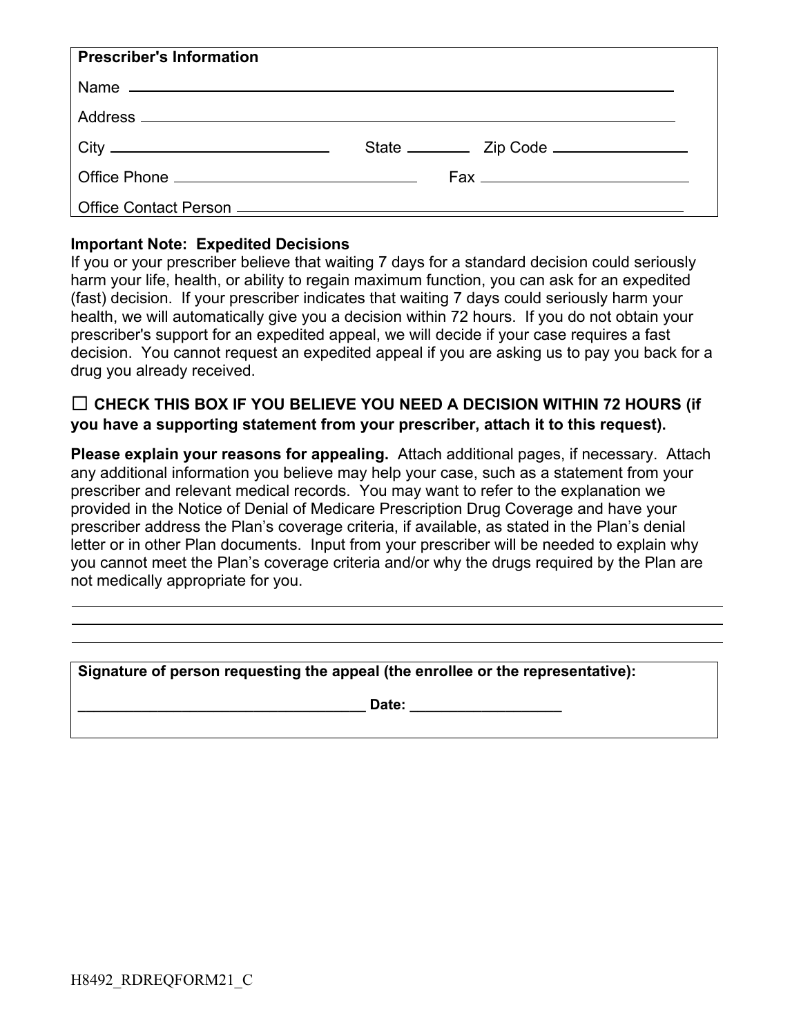**Prescriber's Information**

Name ____________________________________________

Address ____________________________________________

City ____________________ State ________ Zip Code ______________

Office Phone ______________________ Fax ______________________

Office Contact Person ____________________________________________

**Important Note: Expedited Decisions**
If you or your prescriber believe that waiting 7 days for a standard decision could seriously harm your life, health, or ability to regain maximum function, you can ask for an expedited (fast) decision. If your prescriber indicates that waiting 7 days could seriously harm your health, we will automatically give you a decision within 72 hours. If you do not obtain your prescriber's support for an expedited appeal, we will decide if your case requires a fast decision. You cannot request an expedited appeal if you are asking us to pay you back for a drug you already received.

☐ **CHECK THIS BOX IF YOU BELIEVE YOU NEED A DECISION WITHIN 72 HOURS (if you have a supporting statement from your prescriber, attach it to this request).**

**Please explain your reasons for appealing.** Attach additional pages, if necessary. Attach any additional information you believe may help your case, such as a statement from your prescriber and relevant medical records. You may want to refer to the explanation we provided in the Notice of Denial of Medicare Prescription Drug Coverage and have your prescriber address the Plan's coverage criteria, if available, as stated in the Plan's denial letter or in other Plan documents. Input from your prescriber will be needed to explain why you cannot meet the Plan's coverage criteria and/or why the drugs required by the Plan are not medically appropriate for you.

______________________________________________________________________

______________________________________________________________________

______________________________________________________________________

**Signature of person requesting the appeal (the enrollee or the representative):**

**___________________________________ Date: __________________**

H8492_RDREQFORM21_C